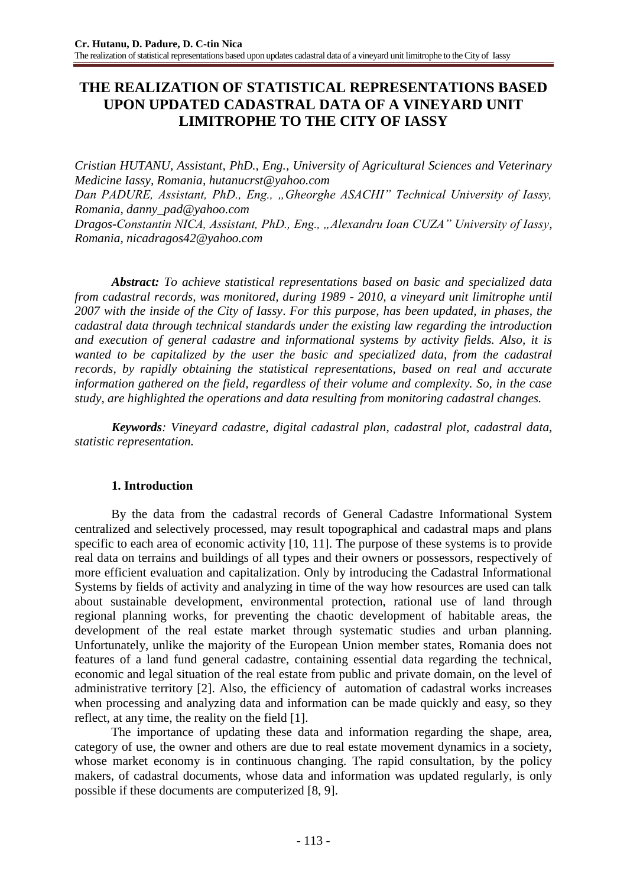# THE REALIZATION OF STATISTICAL REPRESENTATIONS BASED UPON UPDATED CADASTRAL DATA OF A VINEYARD UNIT LIMITROPHE TO THE CITY OF IASSY

*Cristian HUTANU, Assistant, PhD., Eng., University of Agricultural Sciences and Veterinary Medicine Iassy, Romania, hutanucrst@yahoo.com*

*Dan PADURE, Assistant, PhD., Eng., „Gheorghe ASACHI" Technical University of Iassy, Romania, danny_pad@yahoo.com*

*Dragos-Constantin NICA, Assistant, PhD., Eng., „Alexandru Ioan CUZA" University of Iassy, Romania, nicadragos42@yahoo.com*

***Abstract:** To achieve statistical representations based on basic and specialized data from cadastral records, was monitored, during 1989 - 2010, a vineyard unit limitrophe until 2007 with the inside of the City of Iassy. For this purpose, has been updated, in phases, the cadastral data through technical standards under the existing law regarding the introduction and execution of general cadastre and informational systems by activity fields. Also, it is wanted to be capitalized by the user the basic and specialized data, from the cadastral records, by rapidly obtaining the statistical representations, based on real and accurate information gathered on the field, regardless of their volume and complexity. So, in the case study, are highlighted the operations and data resulting from monitoring cadastral changes.*

***Keywords**: Vineyard cadastre, digital cadastral plan, cadastral plot, cadastral data, statistic representation.*

## 1. Introduction

By the data from the cadastral records of General Cadastre Informational System centralized and selectively processed, may result topographical and cadastral maps and plans specific to each area of economic activity [10, 11]. The purpose of these systems is to provide real data on terrains and buildings of all types and their owners or possessors, respectively of more efficient evaluation and capitalization. Only by introducing the Cadastral Informational Systems by fields of activity and analyzing in time of the way how resources are used can talk about sustainable development, environmental protection, rational use of land through regional planning works, for preventing the chaotic development of habitable areas, the development of the real estate market through systematic studies and urban planning. Unfortunately, unlike the majority of the European Union member states, Romania does not features of a land fund general cadastre, containing essential data regarding the technical, economic and legal situation of the real estate from public and private domain, on the level of administrative territory [2]. Also, the efficiency of automation of cadastral works increases when processing and analyzing data and information can be made quickly and easy, so they reflect, at any time, the reality on the field [1].

The importance of updating these data and information regarding the shape, area, category of use, the owner and others are due to real estate movement dynamics in a society, whose market economy is in continuous changing. The rapid consultation, by the policy makers, of cadastral documents, whose data and information was updated regularly, is only possible if these documents are computerized [8, 9].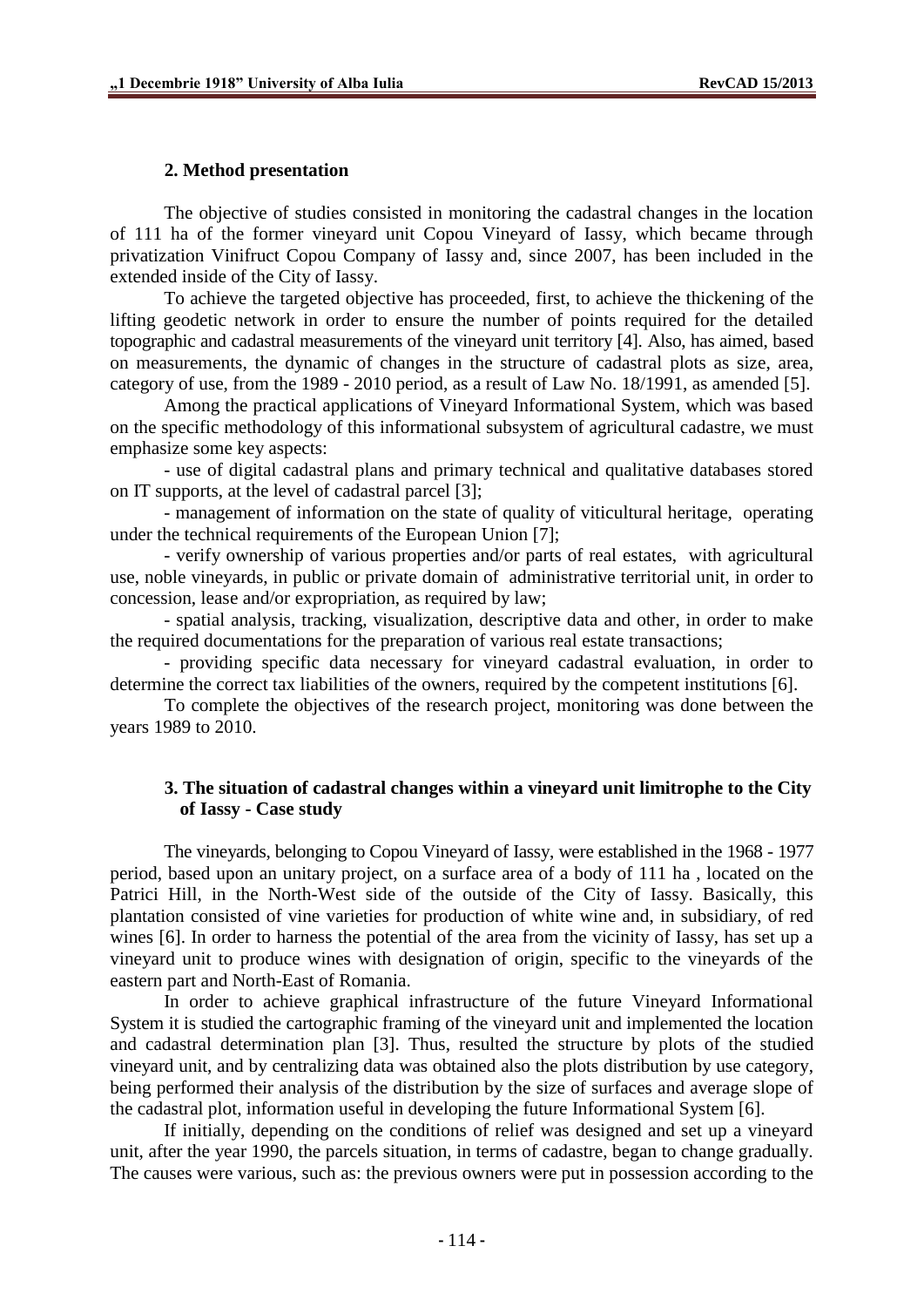## 2. Method presentation

The objective of studies consisted in monitoring the cadastral changes in the location of 111 ha of the former vineyard unit Copou Vineyard of Iassy, which became through privatization Vinifruct Copou Company of Iassy and, since 2007, has been included in the extended inside of the City of Iassy.

To achieve the targeted objective has proceeded, first, to achieve the thickening of the lifting geodetic network in order to ensure the number of points required for the detailed topographic and cadastral measurements of the vineyard unit territory [4]. Also, has aimed, based on measurements, the dynamic of changes in the structure of cadastral plots as size, area, category of use, from the 1989 - 2010 period, as a result of Law No. 18/1991, as amended [5].

Among the practical applications of Vineyard Informational System, which was based on the specific methodology of this informational subsystem of agricultural cadastre, we must emphasize some key aspects:

- use of digital cadastral plans and primary technical and qualitative databases stored on IT supports, at the level of cadastral parcel [3];
- management of information on the state of quality of viticultural heritage, operating under the technical requirements of the European Union [7];
- verify ownership of various properties and/or parts of real estates, with agricultural use, noble vineyards, in public or private domain of administrative territorial unit, in order to concession, lease and/or expropriation, as required by law;
- spatial analysis, tracking, visualization, descriptive data and other, in order to make the required documentations for the preparation of various real estate transactions;
- providing specific data necessary for vineyard cadastral evaluation, in order to determine the correct tax liabilities of the owners, required by the competent institutions [6].

To complete the objectives of the research project, monitoring was done between the years 1989 to 2010.

## 3. The situation of cadastral changes within a vineyard unit limitrophe to the City of Iassy - Case study

The vineyards, belonging to Copou Vineyard of Iassy, were established in the 1968 - 1977 period, based upon an unitary project, on a surface area of a body of 111 ha , located on the Patrici Hill, in the North-West side of the outside of the City of Iassy. Basically, this plantation consisted of vine varieties for production of white wine and, in subsidiary, of red wines [6]. In order to harness the potential of the area from the vicinity of Iassy, has set up a vineyard unit to produce wines with designation of origin, specific to the vineyards of the eastern part and North-East of Romania.

In order to achieve graphical infrastructure of the future Vineyard Informational System it is studied the cartographic framing of the vineyard unit and implemented the location and cadastral determination plan [3]. Thus, resulted the structure by plots of the studied vineyard unit, and by centralizing data was obtained also the plots distribution by use category, being performed their analysis of the distribution by the size of surfaces and average slope of the cadastral plot, information useful in developing the future Informational System [6].

If initially, depending on the conditions of relief was designed and set up a vineyard unit, after the year 1990, the parcels situation, in terms of cadastre, began to change gradually. The causes were various, such as: the previous owners were put in possession according to the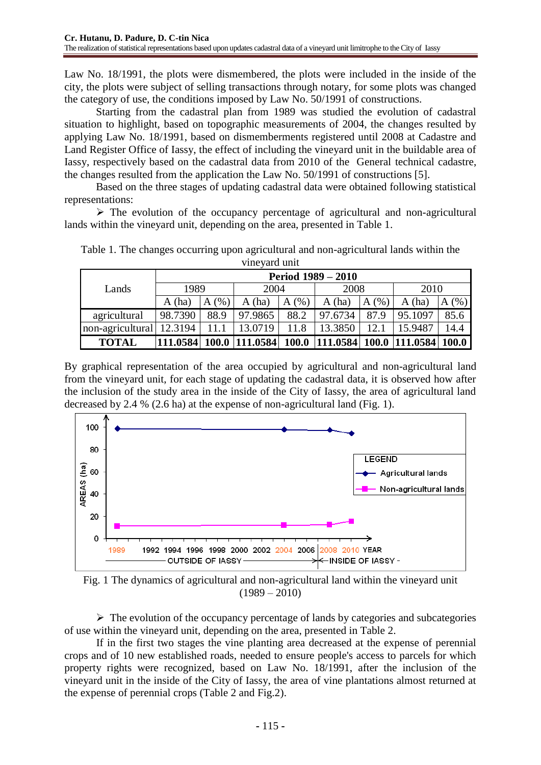Law No. 18/1991, the plots were dismembered, the plots were included in the inside of the city, the plots were subject of selling transactions through notary, for some plots was changed the category of use, the conditions imposed by Law No. 50/1991 of constructions.

Starting from the cadastral plan from 1989 was studied the evolution of cadastral situation to highlight, based on topographic measurements of 2004, the changes resulted by applying Law No. 18/1991, based on dismemberments registered until 2008 at Cadastre and Land Register Office of Iassy, the effect of including the vineyard unit in the buildable area of Iassy, respectively based on the cadastral data from 2010 of the General technical cadastre, the changes resulted from the application the Law No. 50/1991 of constructions [5].

Based on the three stages of updating cadastral data were obtained following statistical representations:

- The evolution of the occupancy percentage of agricultural and non-agricultural lands within the vineyard unit, depending on the area, presented in Table 1.

Table 1. The changes occurring upon agricultural and non-agricultural lands within the vineyard unit

| Lands | **Period 1989 – 2010** | | | | | | | |
|---|---|---|---|---|---|---|---|---|
| | 1989 | | 2004 | | 2008 | | 2010 | |
| | A (ha) | A (%) | A (ha) | A (%) | A (ha) | A (%) | A (ha) | A (%) |
| agricultural | 98.7390 | 88.9 | 97.9865 | 88.2 | 97.6734 | 87.9 | 95.1097 | 85.6 |
| non-agricultural | 12.3194 | 11.1 | 13.0719 | 11.8 | 13.3850 | 12.1 | 15.9487 | 14.4 |
| **TOTAL** | **111.0584** | **100.0** | **111.0584** | **100.0** | **111.0584** | **100.0** | **111.0584** | **100.0** |

By graphical representation of the area occupied by agricultural and non-agricultural land from the vineyard unit, for each stage of updating the cadastral data, it is observed how after the inclusion of the study area in the inside of the City of Iassy, the area of agricultural land decreased by 2.4 % (2.6 ha) at the expense of non-agricultural land (Fig. 1).

Fig. 1 The dynamics of agricultural and non-agricultural land within the vineyard unit (1989 – 2010)

- The evolution of the occupancy percentage of lands by categories and subcategories of use within the vineyard unit, depending on the area, presented in Table 2.

If in the first two stages the vine planting area decreased at the expense of perennial crops and of 10 new established roads, needed to ensure people's access to parcels for which property rights were recognized, based on Law No. 18/1991, after the inclusion of the vineyard unit in the inside of the City of Iassy, the area of vine plantations almost returned at the expense of perennial crops (Table 2 and Fig.2).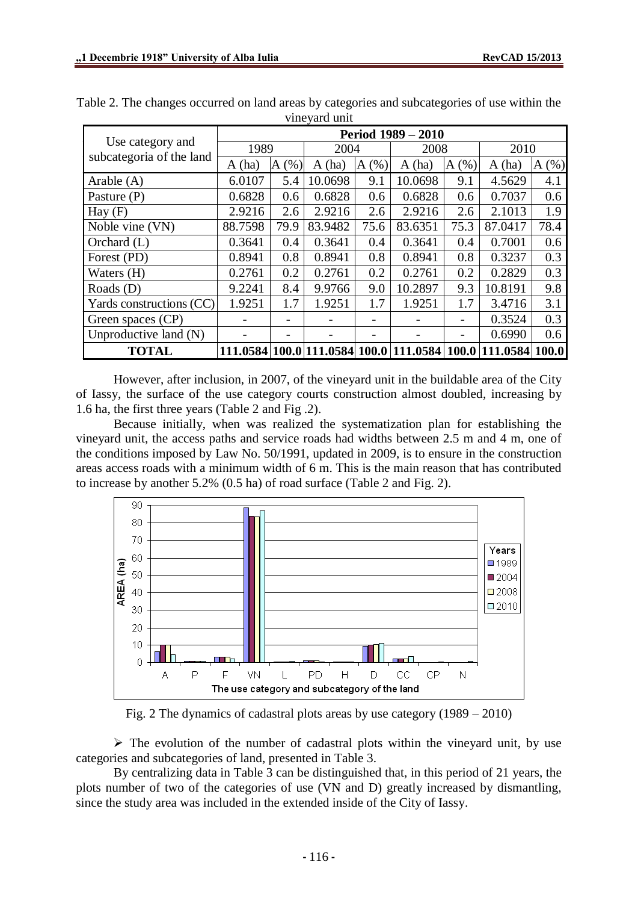Table 2. The changes occurred on land areas by categories and subcategories of use within the vineyard unit

| Use category and subcategoria of the land | Period 1989 – 2010 | | | | | | | |
|---|---|---|---|---|---|---|---|---|
| | 1989 | | 2004 | | 2008 | | 2010 | |
| | A (ha) | A (%) | A (ha) | A (%) | A (ha) | A (%) | A (ha) | A (%) |
| Arable (A) | 6.0107 | 5.4 | 10.0698 | 9.1 | 10.0698 | 9.1 | 4.5629 | 4.1 |
| Pasture (P) | 0.6828 | 0.6 | 0.6828 | 0.6 | 0.6828 | 0.6 | 0.7037 | 0.6 |
| Hay (F) | 2.9216 | 2.6 | 2.9216 | 2.6 | 2.9216 | 2.6 | 2.1013 | 1.9 |
| Noble vine (VN) | 88.7598 | 79.9 | 83.9482 | 75.6 | 83.6351 | 75.3 | 87.0417 | 78.4 |
| Orchard (L) | 0.3641 | 0.4 | 0.3641 | 0.4 | 0.3641 | 0.4 | 0.7001 | 0.6 |
| Forest (PD) | 0.8941 | 0.8 | 0.8941 | 0.8 | 0.8941 | 0.8 | 0.3237 | 0.3 |
| Waters (H) | 0.2761 | 0.2 | 0.2761 | 0.2 | 0.2761 | 0.2 | 0.2829 | 0.3 |
| Roads (D) | 9.2241 | 8.4 | 9.9766 | 9.0 | 10.2897 | 9.3 | 10.8191 | 9.8 |
| Yards constructions (CC) | 1.9251 | 1.7 | 1.9251 | 1.7 | 1.9251 | 1.7 | 3.4716 | 3.1 |
| Green spaces (CP) | - | - | - | - | - | - | 0.3524 | 0.3 |
| Unproductive land (N) | - | - | - | - | - | - | 0.6990 | 0.6 |
| **TOTAL** | **111.0584** | **100.0** | **111.0584** | **100.0** | **111.0584** | **100.0** | **111.0584** | **100.0** |

However, after inclusion, in 2007, of the vineyard unit in the buildable area of the City of Iassy, the surface of the use category courts construction almost doubled, increasing by 1.6 ha, the first three years (Table 2 and Fig .2).

Because initially, when was realized the systematization plan for establishing the vineyard unit, the access paths and service roads had widths between 2.5 m and 4 m, one of the conditions imposed by Law No. 50/1991, updated in 2009, is to ensure in the construction areas access roads with a minimum width of 6 m. This is the main reason that has contributed to increase by another 5.2% (0.5 ha) of road surface (Table 2 and Fig. 2).

Fig. 2 The dynamics of cadastral plots areas by use category (1989 – 2010)

➢ The evolution of the number of cadastral plots within the vineyard unit, by use categories and subcategories of land, presented in Table 3.

By centralizing data in Table 3 can be distinguished that, in this period of 21 years, the plots number of two of the categories of use (VN and D) greatly increased by dismantling, since the study area was included in the extended inside of the City of Iassy.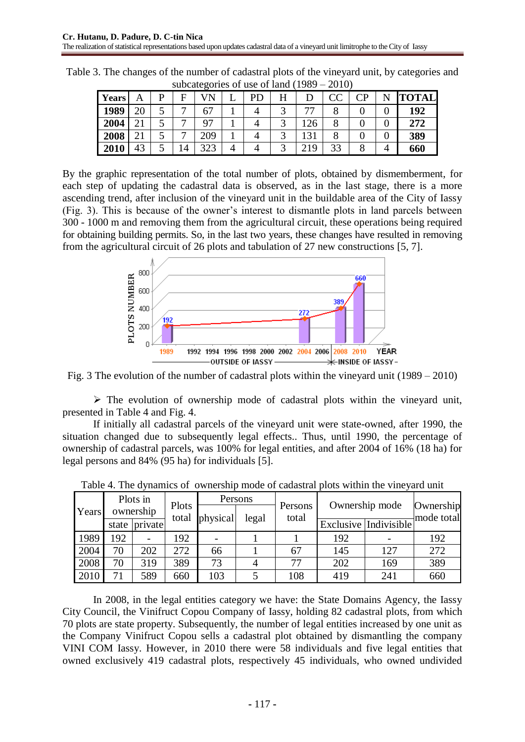Table 3. The changes of the number of cadastral plots of the vineyard unit, by categories and subcategories of use of land (1989 – 2010)

| Years | A | P | F | VN | L | PD | H | D | CC | CP | N | TOTAL |
|---|---|---|---|---|---|---|---|---|---|---|---|---|
| **1989** | 20 | 5 | 7 | 67 | 1 | 4 | 3 | 77 | 8 | 0 | 0 | **192** |
| **2004** | 21 | 5 | 7 | 97 | 1 | 4 | 3 | 126 | 8 | 0 | 0 | **272** |
| **2008** | 21 | 5 | 7 | 209 | 1 | 4 | 3 | 131 | 8 | 0 | 0 | **389** |
| **2010** | 43 | 5 | 14 | 323 | 4 | 4 | 3 | 219 | 33 | 8 | 4 | **660** |

By the graphic representation of the total number of plots, obtained by dismemberment, for each step of updating the cadastral data is observed, as in the last stage, there is a more ascending trend, after inclusion of the vineyard unit in the buildable area of the City of Iassy (Fig. 3). This is because of the owner's interest to dismantle plots in land parcels between 300 - 1000 m and removing them from the agricultural circuit, these operations being required for obtaining building permits. So, in the last two years, these changes have resulted in removing from the agricultural circuit of 26 plots and tabulation of 27 new constructions [5, 7].

Fig. 3 The evolution of the number of cadastral plots within the vineyard unit (1989 – 2010)

- The evolution of ownership mode of cadastral plots within the vineyard unit, presented in Table 4 and Fig. 4.

If initially all cadastral parcels of the vineyard unit were state-owned, after 1990, the situation changed due to subsequently legal effects.. Thus, until 1990, the percentage of ownership of cadastral parcels, was 100% for legal entities, and after 2004 of 16% (18 ha) for legal persons and 84% (95 ha) for individuals [5].

Table 4. The dynamics of ownership mode of cadastral plots within the vineyard unit

| Years | Plots in ownership | | Plots total | Persons | | Persons total | Ownership mode | | Ownership mode total |
|---|---|---|---|---|---|---|---|---|---|
| | state | private | | physical | legal | | Exclusive | Indivisible | |
| 1989 | 192 | - | 192 | - | 1 | 1 | 192 | - | 192 |
| 2004 | 70 | 202 | 272 | 66 | 1 | 67 | 145 | 127 | 272 |
| 2008 | 70 | 319 | 389 | 73 | 4 | 77 | 202 | 169 | 389 |
| 2010 | 71 | 589 | 660 | 103 | 5 | 108 | 419 | 241 | 660 |

In 2008, in the legal entities category we have: the State Domains Agency, the Iassy City Council, the Vinifruct Copou Company of Iassy, holding 82 cadastral plots, from which 70 plots are state property. Subsequently, the number of legal entities increased by one unit as the Company Vinifruct Copou sells a cadastral plot obtained by dismantling the company VINI COM Iassy. However, in 2010 there were 58 individuals and five legal entities that owned exclusively 419 cadastral plots, respectively 45 individuals, who owned undivided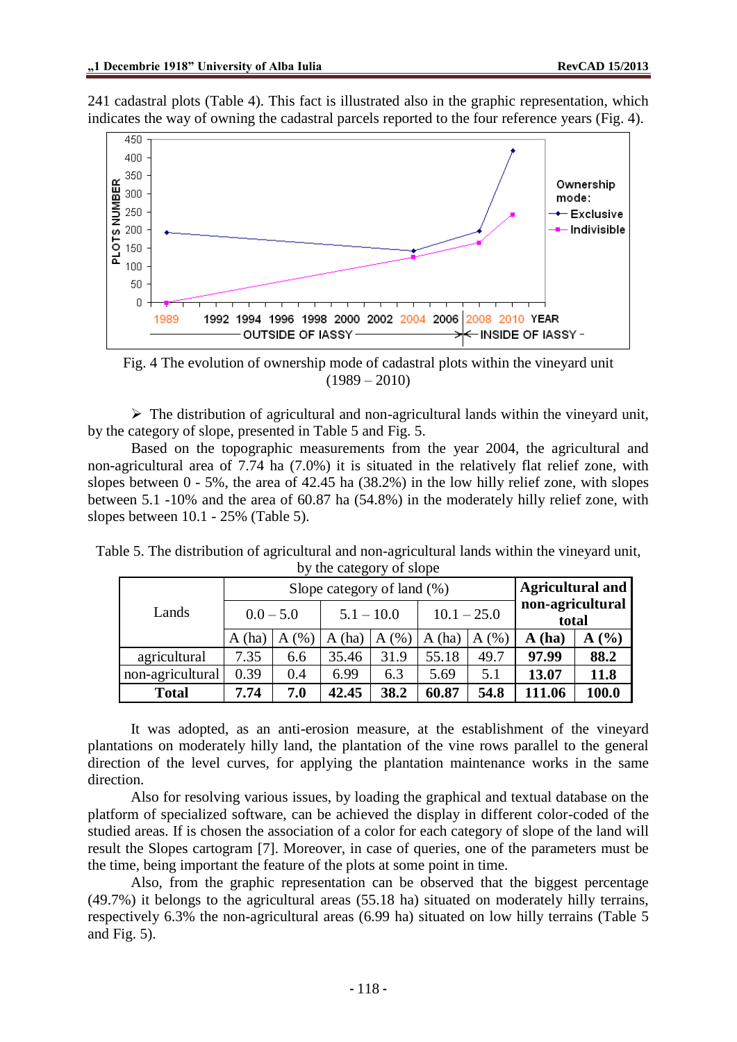241 cadastral plots (Table 4). This fact is illustrated also in the graphic representation, which indicates the way of owning the cadastral parcels reported to the four reference years (Fig. 4).

Fig. 4 The evolution of ownership mode of cadastral plots within the vineyard unit (1989 – 2010)

➢ The distribution of agricultural and non-agricultural lands within the vineyard unit, by the category of slope, presented in Table 5 and Fig. 5.

Based on the topographic measurements from the year 2004, the agricultural and non-agricultural area of 7.74 ha (7.0%) it is situated in the relatively flat relief zone, with slopes between 0 - 5%, the area of 42.45 ha (38.2%) in the low hilly relief zone, with slopes between 5.1 -10% and the area of 60.87 ha (54.8%) in the moderately hilly relief zone, with slopes between 10.1 - 25% (Table 5).

Table 5. The distribution of agricultural and non-agricultural lands within the vineyard unit, by the category of slope

| Lands | Slope category of land (%) | | | | | | **Agricultural and non-agricultural total** | |
|---|---|---|---|---|---|---|---|---|
| | 0.0 – 5.0 | | 5.1 – 10.0 | | 10.1 – 25.0 | | | |
| | A (ha) | A (%) | A (ha) | A (%) | A (ha) | A (%) | **A (ha)** | **A (%)** |
| agricultural | 7.35 | 6.6 | 35.46 | 31.9 | 55.18 | 49.7 | **97.99** | **88.2** |
| non-agricultural | 0.39 | 0.4 | 6.99 | 6.3 | 5.69 | 5.1 | **13.07** | **11.8** |
| **Total** | **7.74** | **7.0** | **42.45** | **38.2** | **60.87** | **54.8** | **111.06** | **100.0** |

It was adopted, as an anti-erosion measure, at the establishment of the vineyard plantations on moderately hilly land, the plantation of the vine rows parallel to the general direction of the level curves, for applying the plantation maintenance works in the same direction.

Also for resolving various issues, by loading the graphical and textual database on the platform of specialized software, can be achieved the display in different color-coded of the studied areas. If is chosen the association of a color for each category of slope of the land will result the Slopes cartogram [7]. Moreover, in case of queries, one of the parameters must be the time, being important the feature of the plots at some point in time.

Also, from the graphic representation can be observed that the biggest percentage (49.7%) it belongs to the agricultural areas (55.18 ha) situated on moderately hilly terrains, respectively 6.3% the non-agricultural areas (6.99 ha) situated on low hilly terrains (Table 5 and Fig. 5).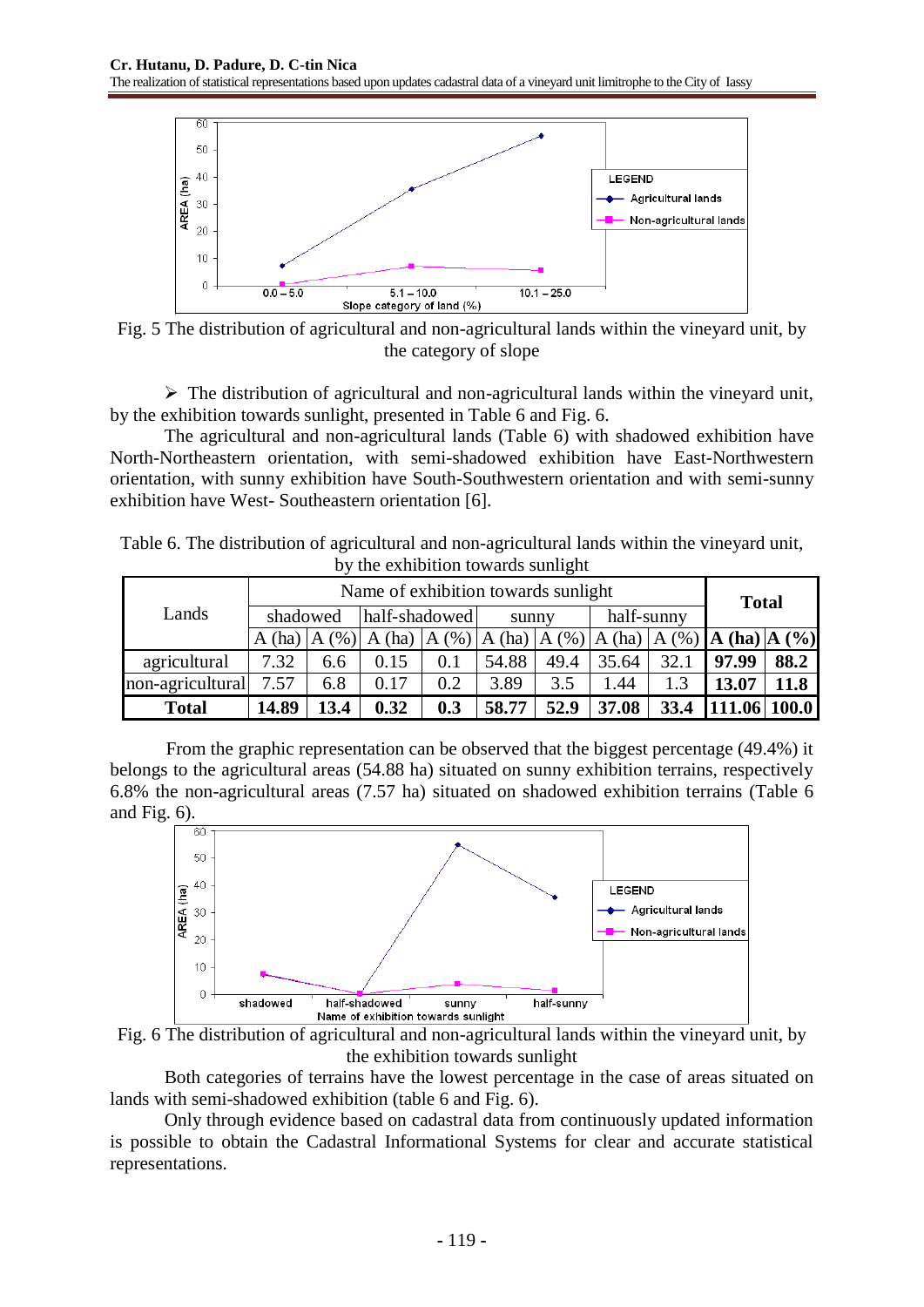Fig. 5 The distribution of agricultural and non-agricultural lands within the vineyard unit, by the category of slope

➢ The distribution of agricultural and non-agricultural lands within the vineyard unit, by the exhibition towards sunlight, presented in Table 6 and Fig. 6.

The agricultural and non-agricultural lands (Table 6) with shadowed exhibition have North-Northeastern orientation, with semi-shadowed exhibition have East-Northwestern orientation, with sunny exhibition have South-Southwestern orientation and with semi-sunny exhibition have West- Southeastern orientation [6].

Table 6. The distribution of agricultural and non-agricultural lands within the vineyard unit, by the exhibition towards sunlight

| Lands | Name of exhibition towards sunlight | | | | | | | | **Total** | |
|---|---|---|---|---|---|---|---|---|---|---|
| | shadowed | | half-shadowed | | sunny | | half-sunny | | | |
| | A (ha) | A (%) | A (ha) | A (%) | A (ha) | A (%) | A (ha) | A (%) | **A (ha)** | **A (%)** |
| agricultural | 7.32 | 6.6 | 0.15 | 0.1 | 54.88 | 49.4 | 35.64 | 32.1 | **97.99** | **88.2** |
| non-agricultural | 7.57 | 6.8 | 0.17 | 0.2 | 3.89 | 3.5 | 1.44 | 1.3 | **13.07** | **11.8** |
| **Total** | **14.89** | **13.4** | **0.32** | **0.3** | **58.77** | **52.9** | **37.08** | **33.4** | **111.06** | **100.0** |

From the graphic representation can be observed that the biggest percentage (49.4%) it belongs to the agricultural areas (54.88 ha) situated on sunny exhibition terrains, respectively 6.8% the non-agricultural areas (7.57 ha) situated on shadowed exhibition terrains (Table 6 and Fig. 6).

Fig. 6 The distribution of agricultural and non-agricultural lands within the vineyard unit, by the exhibition towards sunlight

Both categories of terrains have the lowest percentage in the case of areas situated on lands with semi-shadowed exhibition (table 6 and Fig. 6).

Only through evidence based on cadastral data from continuously updated information is possible to obtain the Cadastral Informational Systems for clear and accurate statistical representations.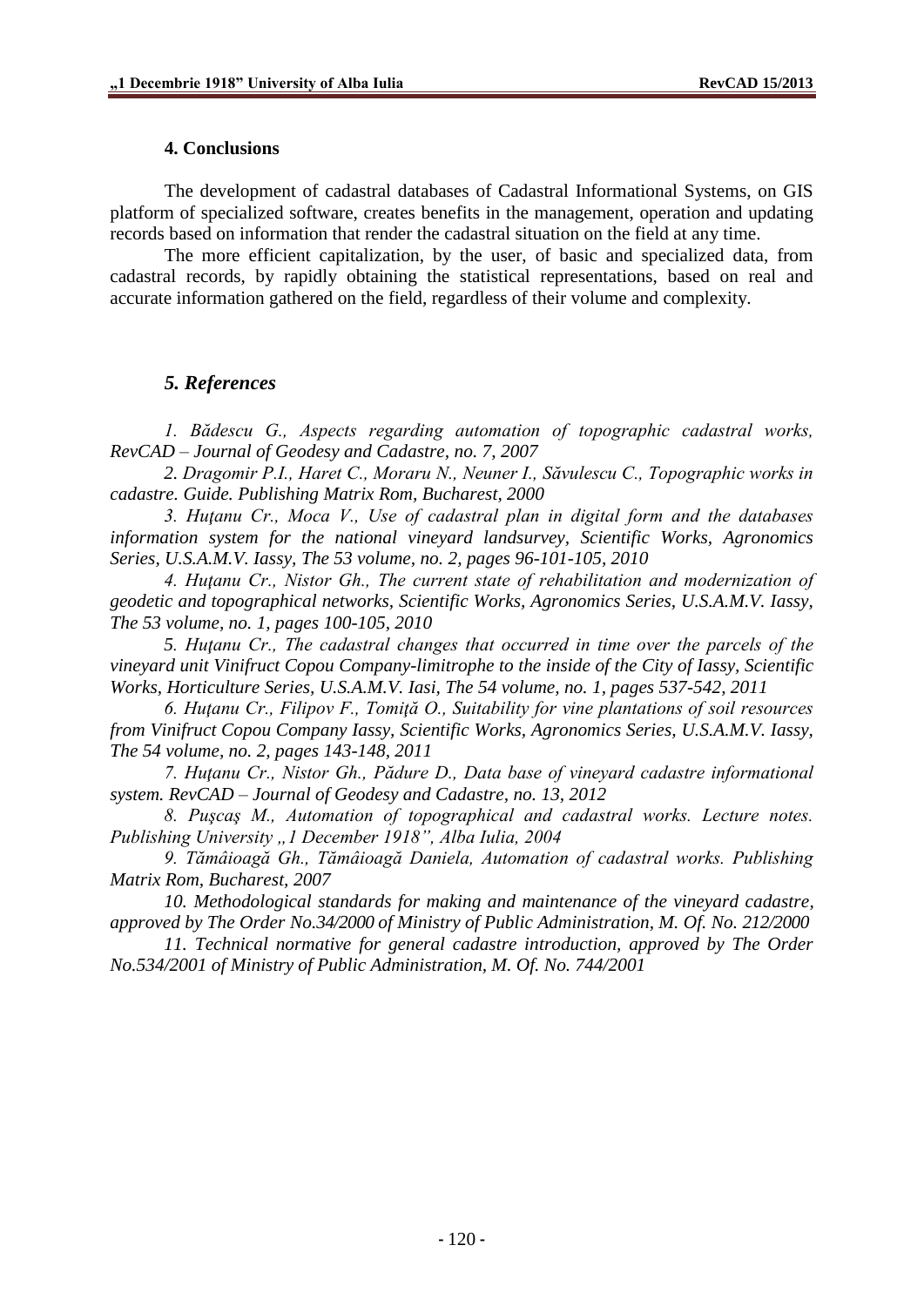#### 4. Conclusions

The development of cadastral databases of Cadastral Informational Systems, on GIS platform of specialized software, creates benefits in the management, operation and updating records based on information that render the cadastral situation on the field at any time.

The more efficient capitalization, by the user, of basic and specialized data, from cadastral records, by rapidly obtaining the statistical representations, based on real and accurate information gathered on the field, regardless of their volume and complexity.

#### *5. References*

*1. Bădescu G., Aspects regarding automation of topographic cadastral works, RevCAD – Journal of Geodesy and Cadastre, no. 7, 2007*

*2. Dragomir P.I., Haret C., Moraru N., Neuner I., Săvulescu C., Topographic works in cadastre. Guide. Publishing Matrix Rom, Bucharest, 2000*

*3. Huţanu Cr., Moca V., Use of cadastral plan in digital form and the databases information system for the national vineyard landsurvey, Scientific Works, Agronomics Series, U.S.A.M.V. Iassy, The 53 volume, no. 2, pages 96-101-105, 2010*

*4. Huţanu Cr., Nistor Gh., The current state of rehabilitation and modernization of geodetic and topographical networks, Scientific Works, Agronomics Series, U.S.A.M.V. Iassy, The 53 volume, no. 1, pages 100-105, 2010*

*5. Huţanu Cr., The cadastral changes that occurred in time over the parcels of the vineyard unit Vinifruct Copou Company-limitrophe to the inside of the City of Iassy, Scientific Works, Horticulture Series, U.S.A.M.V. Iasi, The 54 volume, no. 1, pages 537-542, 2011*

*6. Huţanu Cr., Filipov F., Tomiţă O., Suitability for vine plantations of soil resources from Vinifruct Copou Company Iassy, Scientific Works, Agronomics Series, U.S.A.M.V. Iassy, The 54 volume, no. 2, pages 143-148, 2011*

*7. Huţanu Cr., Nistor Gh., Pădure D., Data base of vineyard cadastre informational system. RevCAD – Journal of Geodesy and Cadastre, no. 13, 2012*

*8. Puşcaş M., Automation of topographical and cadastral works. Lecture notes. Publishing University „1 December 1918", Alba Iulia, 2004*

*9. Tămâioagă Gh., Tămâioagă Daniela, Automation of cadastral works. Publishing Matrix Rom, Bucharest, 2007*

*10. Methodological standards for making and maintenance of the vineyard cadastre, approved by The Order No.34/2000 of Ministry of Public Administration, M. Of. No. 212/2000*

*11. Technical normative for general cadastre introduction, approved by The Order No.534/2001 of Ministry of Public Administration, M. Of. No. 744/2001*